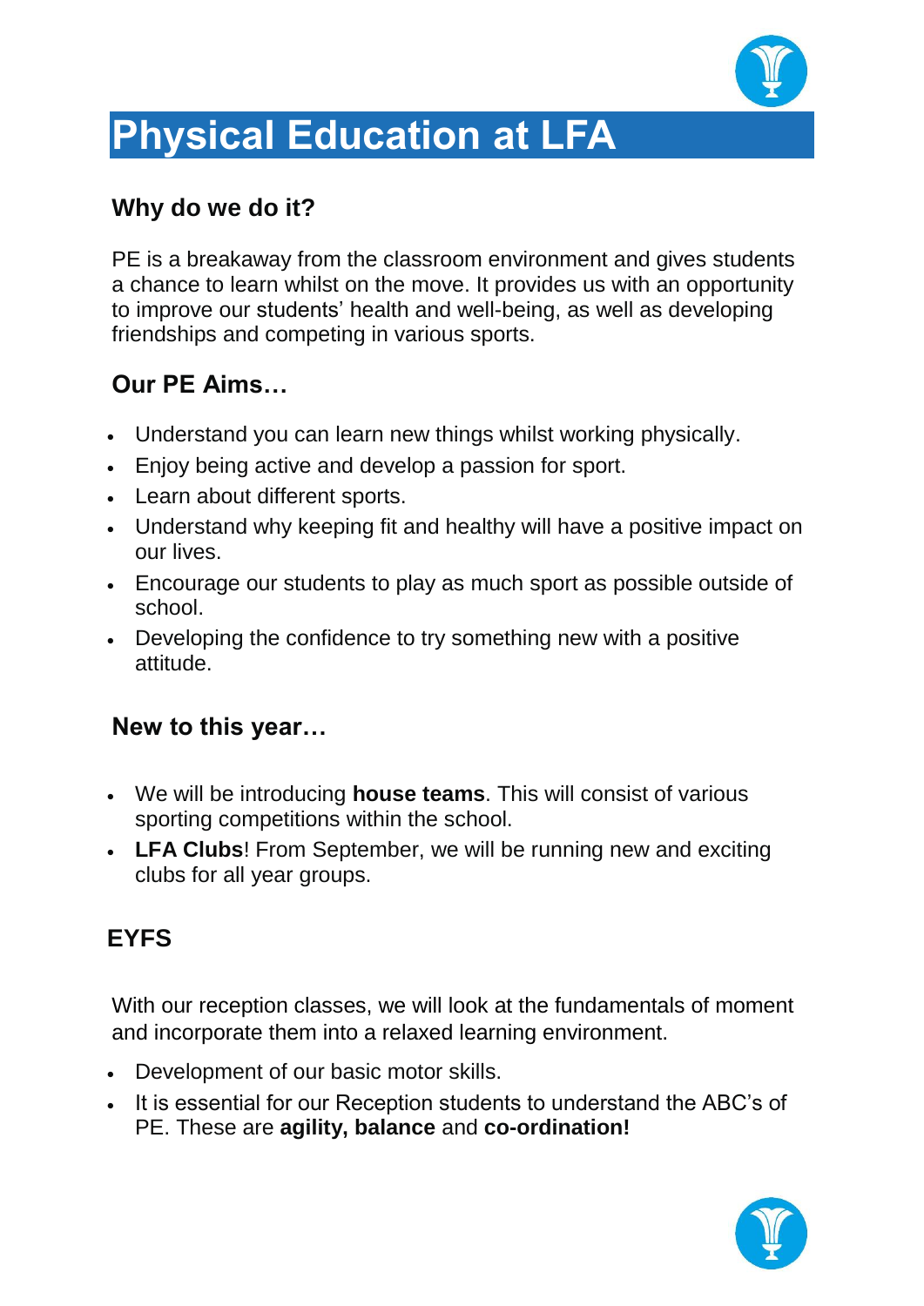# Physical Education at LFA

## Why do we do it?

PE is a breakaway from the classroom environment and gives students a chance to learn whilst on the move. It provides us with an opportunity to improve our students' health and well-being, as well as developing friendships and competing in various sports.

## Our PE Aims…

- Understand you can learn new things whilst working physically.
- Enjoy being active and develop a passion for sport.
- Learn about different sports.
- Understand why keeping fit and healthy will have a positive impact on our lives.
- Encourage our students to play as much sport as possible outside of school.
- Developing the confidence to try something new with a positive attitude.

## New to this year…

- We will be introducing **house teams**. This will consist of various sporting competitions within the school.
- **LFA Clubs**! From September, we will be running new and exciting clubs for all year groups.

## EYFS

With our reception classes, we will look at the fundamentals of moment and incorporate them into a relaxed learning environment.

- Development of our basic motor skills.
- It is essential for our Reception students to understand the ABC's of PE. These are **agility, balance** and **co-ordination!**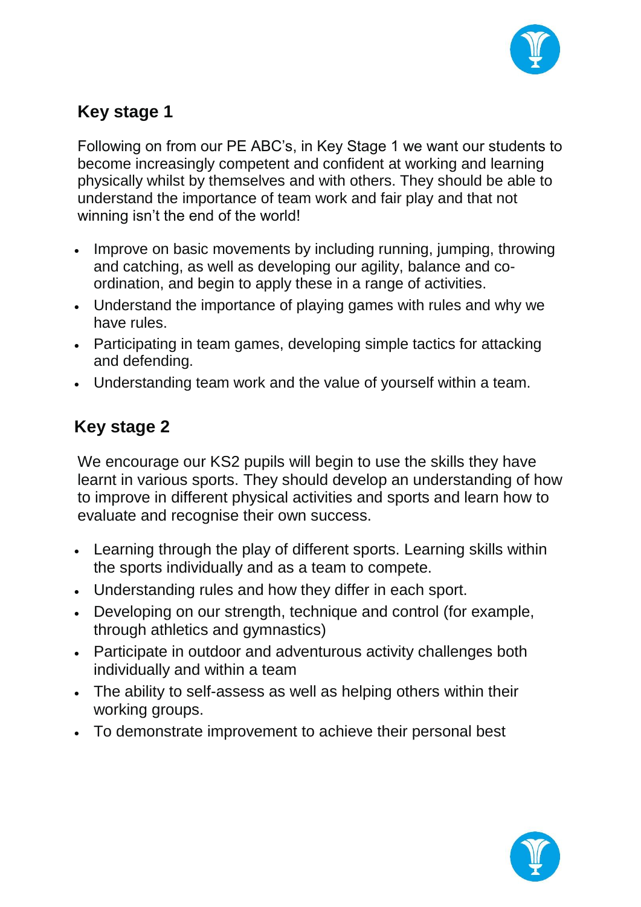## Key stage 1

Following on from our PE ABC's, in Key Stage 1 we want our students to become increasingly competent and confident at working and learning physically whilst by themselves and with others. They should be able to understand the importance of team work and fair play and that not winning isn't the end of the world!

- Improve on basic movements by including running, jumping, throwing and catching, as well as developing our agility, balance and co-ordination, and begin to apply these in a range of activities.
- Understand the importance of playing games with rules and why we have rules.
- Participating in team games, developing simple tactics for attacking and defending.
- Understanding team work and the value of yourself within a team.

## Key stage 2

We encourage our KS2 pupils will begin to use the skills they have learnt in various sports. They should develop an understanding of how to improve in different physical activities and sports and learn how to evaluate and recognise their own success.

- Learning through the play of different sports. Learning skills within the sports individually and as a team to compete.
- Understanding rules and how they differ in each sport.
- Developing on our strength, technique and control (for example, through athletics and gymnastics)
- Participate in outdoor and adventurous activity challenges both individually and within a team
- The ability to self-assess as well as helping others within their working groups.
- To demonstrate improvement to achieve their personal best